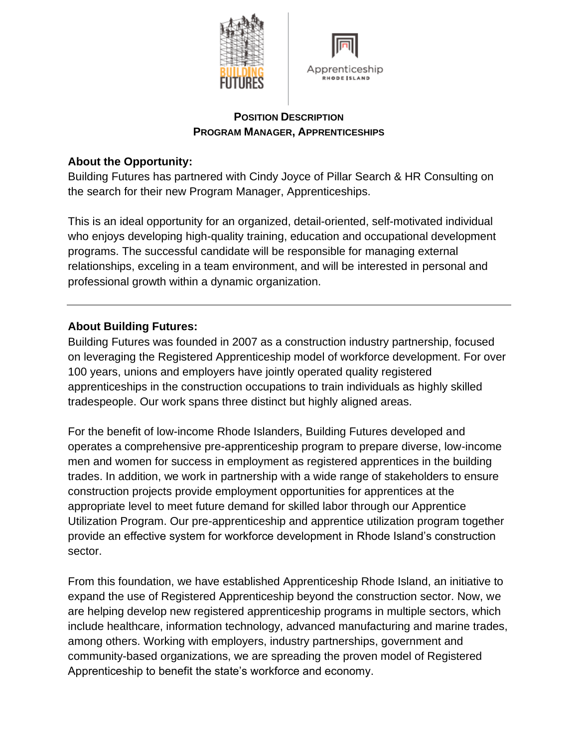**POSITION DESCRIPTION**
**PROGRAM MANAGER, APPRENTICESHIPS**

## About the Opportunity:

Building Futures has partnered with Cindy Joyce of Pillar Search & HR Consulting on the search for their new Program Manager, Apprenticeships.

This is an ideal opportunity for an organized, detail-oriented, self-motivated individual who enjoys developing high-quality training, education and occupational development programs. The successful candidate will be responsible for managing external relationships, exceling in a team environment, and will be interested in personal and professional growth within a dynamic organization.

---

## About Building Futures:

Building Futures was founded in 2007 as a construction industry partnership, focused on leveraging the Registered Apprenticeship model of workforce development. For over 100 years, unions and employers have jointly operated quality registered apprenticeships in the construction occupations to train individuals as highly skilled tradespeople. Our work spans three distinct but highly aligned areas.

For the benefit of low-income Rhode Islanders, Building Futures developed and operates a comprehensive pre-apprenticeship program to prepare diverse, low-income men and women for success in employment as registered apprentices in the building trades. In addition, we work in partnership with a wide range of stakeholders to ensure construction projects provide employment opportunities for apprentices at the appropriate level to meet future demand for skilled labor through our Apprentice Utilization Program. Our pre-apprenticeship and apprentice utilization program together provide an effective system for workforce development in Rhode Island's construction sector.

From this foundation, we have established Apprenticeship Rhode Island, an initiative to expand the use of Registered Apprenticeship beyond the construction sector. Now, we are helping develop new registered apprenticeship programs in multiple sectors, which include healthcare, information technology, advanced manufacturing and marine trades, among others. Working with employers, industry partnerships, government and community-based organizations, we are spreading the proven model of Registered Apprenticeship to benefit the state's workforce and economy.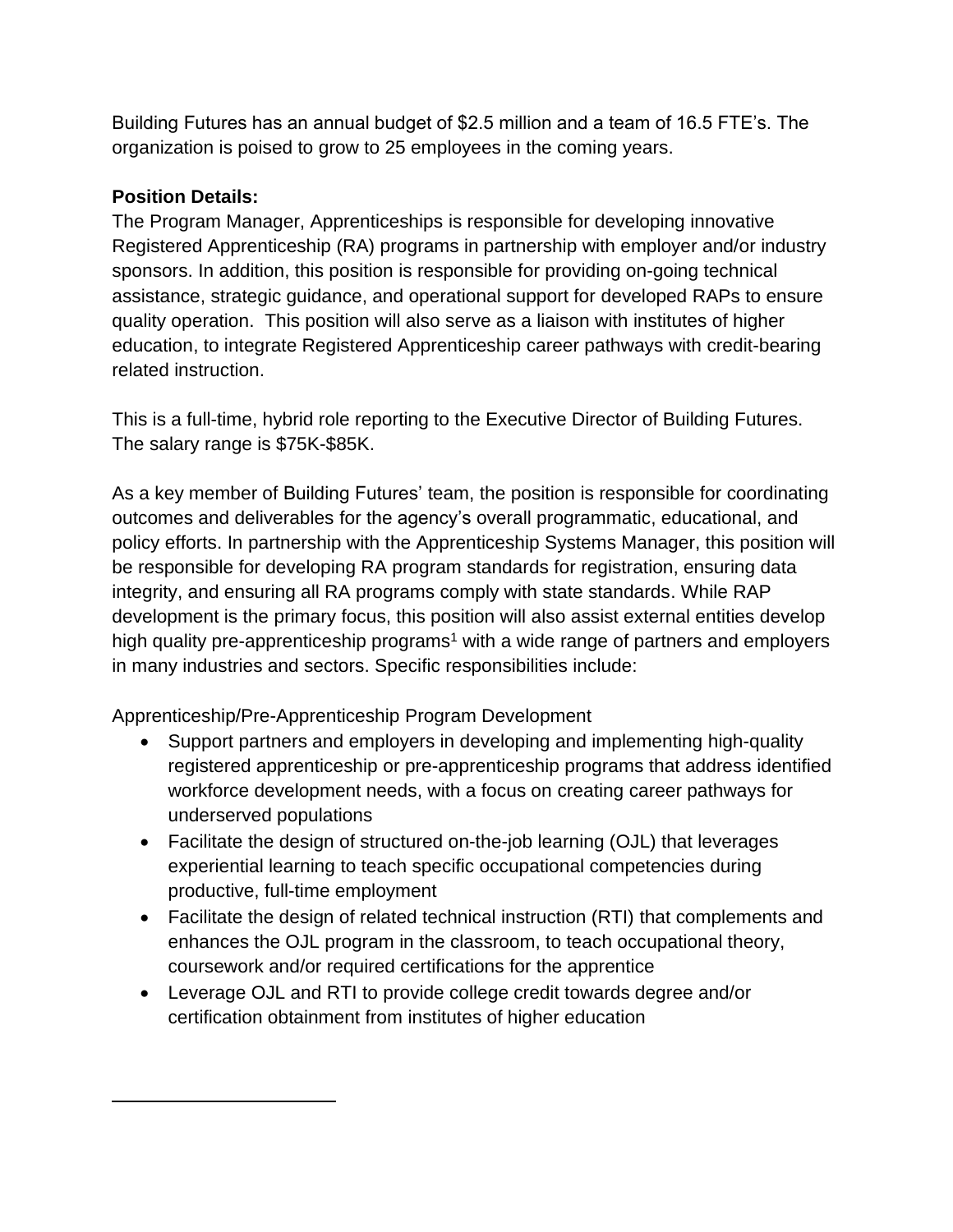Building Futures has an annual budget of $2.5 million and a team of 16.5 FTE's. The organization is poised to grow to 25 employees in the coming years.

**Position Details:**
The Program Manager, Apprenticeships is responsible for developing innovative Registered Apprenticeship (RA) programs in partnership with employer and/or industry sponsors. In addition, this position is responsible for providing on-going technical assistance, strategic guidance, and operational support for developed RAPs to ensure quality operation. This position will also serve as a liaison with institutes of higher education, to integrate Registered Apprenticeship career pathways with credit-bearing related instruction.

This is a full-time, hybrid role reporting to the Executive Director of Building Futures. The salary range is $75K-$85K.

As a key member of Building Futures' team, the position is responsible for coordinating outcomes and deliverables for the agency's overall programmatic, educational, and policy efforts. In partnership with the Apprenticeship Systems Manager, this position will be responsible for developing RA program standards for registration, ensuring data integrity, and ensuring all RA programs comply with state standards. While RAP development is the primary focus, this position will also assist external entities develop high quality pre-apprenticeship programs[1] with a wide range of partners and employers in many industries and sectors. Specific responsibilities include:

Apprenticeship/Pre-Apprenticeship Program Development

- Support partners and employers in developing and implementing high-quality registered apprenticeship or pre-apprenticeship programs that address identified workforce development needs, with a focus on creating career pathways for underserved populations
- Facilitate the design of structured on-the-job learning (OJL) that leverages experiential learning to teach specific occupational competencies during productive, full-time employment
- Facilitate the design of related technical instruction (RTI) that complements and enhances the OJL program in the classroom, to teach occupational theory, coursework and/or required certifications for the apprentice
- Leverage OJL and RTI to provide college credit towards degree and/or certification obtainment from institutes of higher education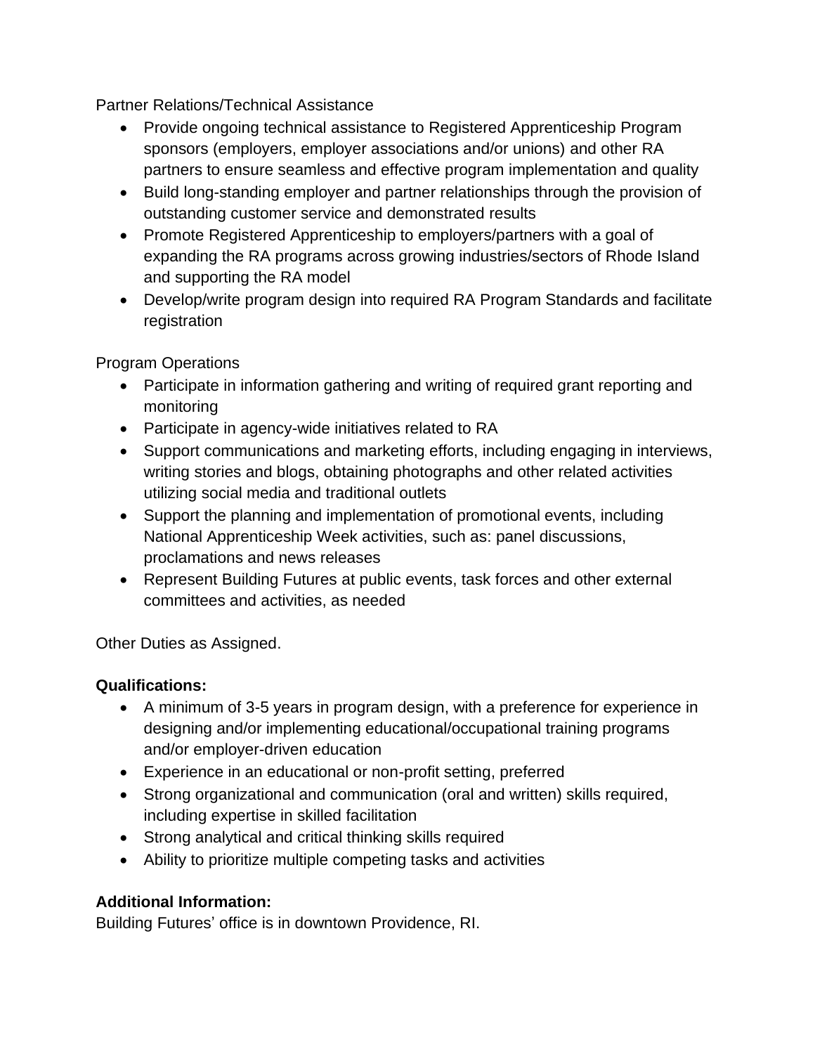Partner Relations/Technical Assistance

- Provide ongoing technical assistance to Registered Apprenticeship Program sponsors (employers, employer associations and/or unions) and other RA partners to ensure seamless and effective program implementation and quality
- Build long-standing employer and partner relationships through the provision of outstanding customer service and demonstrated results
- Promote Registered Apprenticeship to employers/partners with a goal of expanding the RA programs across growing industries/sectors of Rhode Island and supporting the RA model
- Develop/write program design into required RA Program Standards and facilitate registration

Program Operations

- Participate in information gathering and writing of required grant reporting and monitoring
- Participate in agency-wide initiatives related to RA
- Support communications and marketing efforts, including engaging in interviews, writing stories and blogs, obtaining photographs and other related activities utilizing social media and traditional outlets
- Support the planning and implementation of promotional events, including National Apprenticeship Week activities, such as: panel discussions, proclamations and news releases
- Represent Building Futures at public events, task forces and other external committees and activities, as needed

Other Duties as Assigned.

**Qualifications:**

- A minimum of 3-5 years in program design, with a preference for experience in designing and/or implementing educational/occupational training programs and/or employer-driven education
- Experience in an educational or non-profit setting, preferred
- Strong organizational and communication (oral and written) skills required, including expertise in skilled facilitation
- Strong analytical and critical thinking skills required
- Ability to prioritize multiple competing tasks and activities

**Additional Information:**

Building Futures' office is in downtown Providence, RI.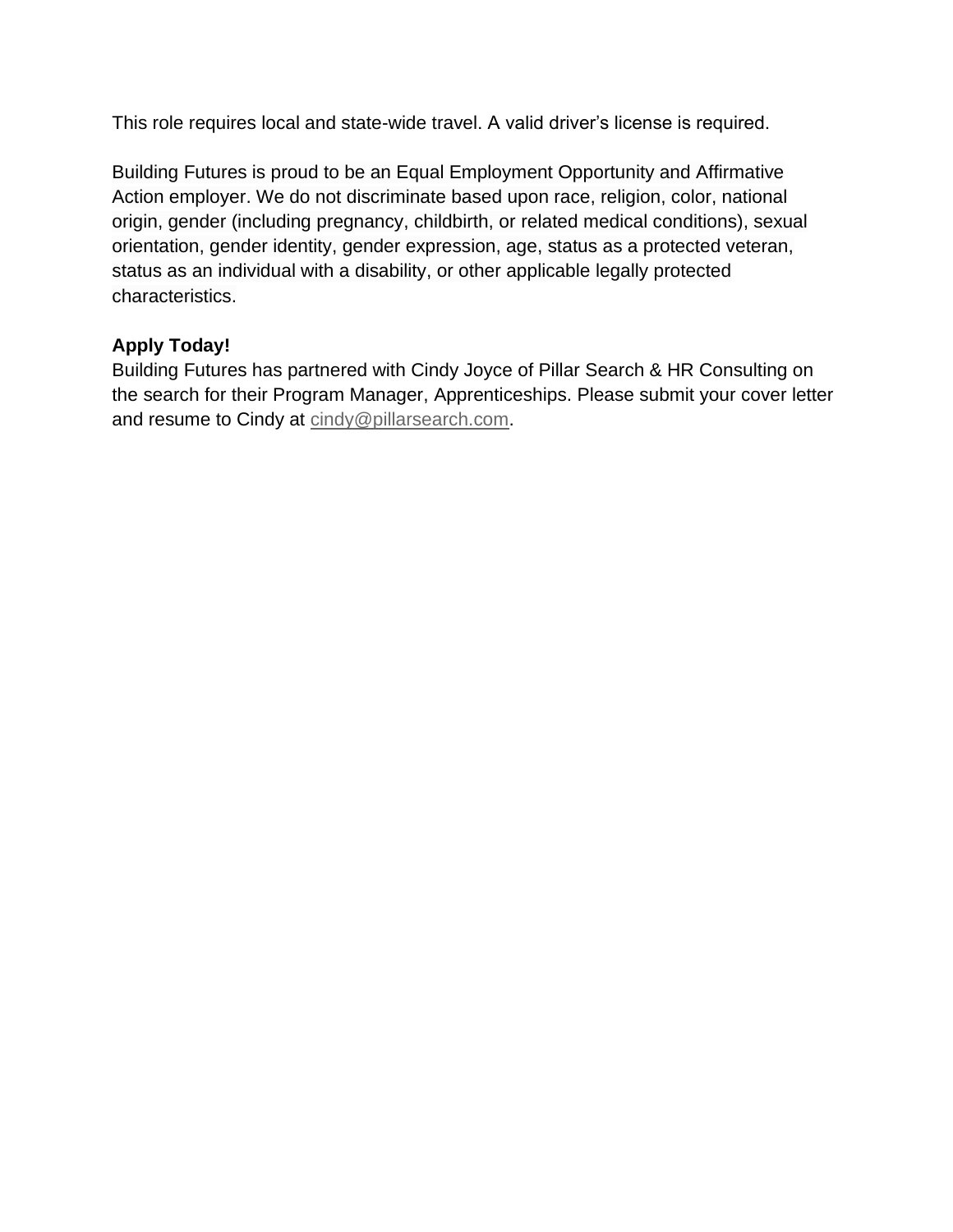This role requires local and state-wide travel. A valid driver's license is required.

Building Futures is proud to be an Equal Employment Opportunity and Affirmative Action employer. We do not discriminate based upon race, religion, color, national origin, gender (including pregnancy, childbirth, or related medical conditions), sexual orientation, gender identity, gender expression, age, status as a protected veteran, status as an individual with a disability, or other applicable legally protected characteristics.

**Apply Today!**
Building Futures has partnered with Cindy Joyce of Pillar Search & HR Consulting on the search for their Program Manager, Apprenticeships. Please submit your cover letter and resume to Cindy at [cindy@pillarsearch.com](mailto:cindy@pillarsearch.com).